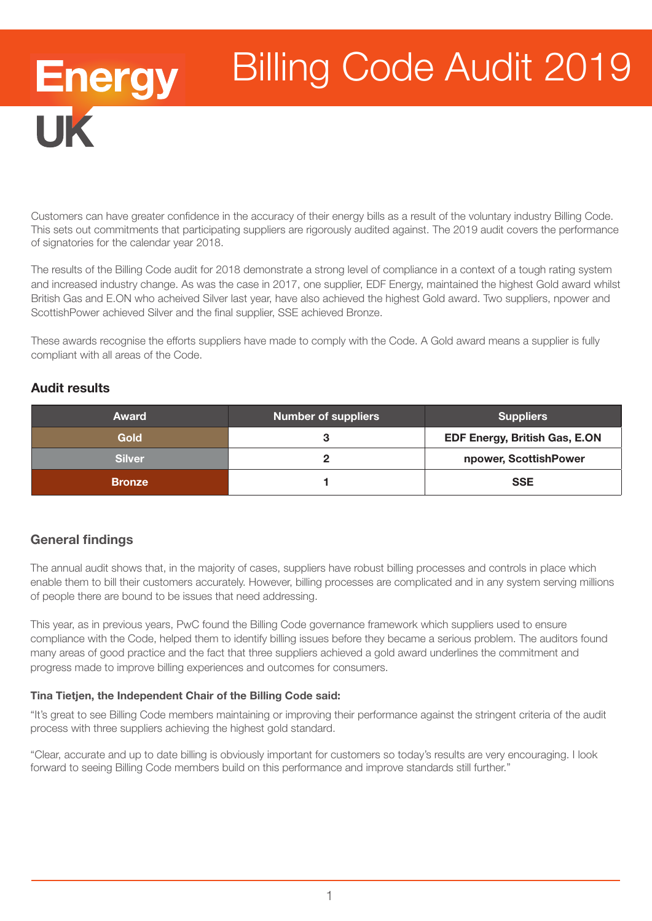# Energy UK

# Billing Code Audit 2019

Customers can have greater confidence in the accuracy of their energy bills as a result of the voluntary industry Billing Code. This sets out commitments that participating suppliers are rigorously audited against. The 2019 audit covers the performance of signatories for the calendar year 2018.

The results of the Billing Code audit for 2018 demonstrate a strong level of compliance in a context of a tough rating system and increased industry change. As was the case in 2017, one supplier, EDF Energy, maintained the highest Gold award whilst British Gas and E.ON who acheived Silver last year, have also achieved the highest Gold award. Two suppliers, npower and ScottishPower achieved Silver and the final supplier, SSE achieved Bronze.

These awards recognise the efforts suppliers have made to comply with the Code. A Gold award means a supplier is fully compliant with all areas of the Code.

## Audit results

| Award | Number of suppliers | Suppliers |
|---|---|---|
| **Gold** | **3** | **EDF Energy, British Gas, E.ON** |
| **Silver** | **2** | **npower, ScottishPower** |
| **Bronze** | **1** | **SSE** |

## General findings

The annual audit shows that, in the majority of cases, suppliers have robust billing processes and controls in place which enable them to bill their customers accurately. However, billing processes are complicated and in any system serving millions of people there are bound to be issues that need addressing.

This year, as in previous years, PwC found the Billing Code governance framework which suppliers used to ensure compliance with the Code, helped them to identify billing issues before they became a serious problem. The auditors found many areas of good practice and the fact that three suppliers achieved a gold award underlines the commitment and progress made to improve billing experiences and outcomes for consumers.

**Tina Tietjen, the Independent Chair of the Billing Code said:**

"It's great to see Billing Code members maintaining or improving their performance against the stringent criteria of the audit process with three suppliers achieving the highest gold standard.

"Clear, accurate and up to date billing is obviously important for customers so today's results are very encouraging. I look forward to seeing Billing Code members build on this performance and improve standards still further."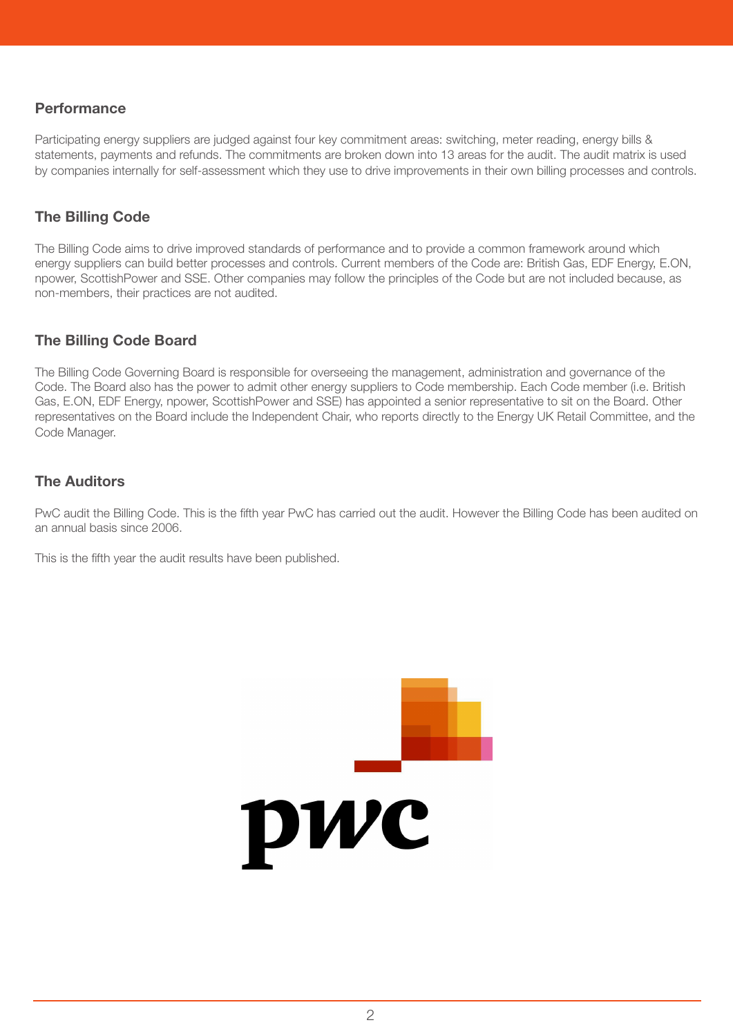## Performance

Participating energy suppliers are judged against four key commitment areas: switching, meter reading, energy bills & statements, payments and refunds. The commitments are broken down into 13 areas for the audit. The audit matrix is used by companies internally for self-assessment which they use to drive improvements in their own billing processes and controls.

## The Billing Code

The Billing Code aims to drive improved standards of performance and to provide a common framework around which energy suppliers can build better processes and controls. Current members of the Code are: British Gas, EDF Energy, E.ON, npower, ScottishPower and SSE. Other companies may follow the principles of the Code but are not included because, as non-members, their practices are not audited.

## The Billing Code Board

The Billing Code Governing Board is responsible for overseeing the management, administration and governance of the Code. The Board also has the power to admit other energy suppliers to Code membership. Each Code member (i.e. British Gas, E.ON, EDF Energy, npower, ScottishPower and SSE) has appointed a senior representative to sit on the Board. Other representatives on the Board include the Independent Chair, who reports directly to the Energy UK Retail Committee, and the Code Manager.

## The Auditors

PwC audit the Billing Code. This is the fifth year PwC has carried out the audit. However the Billing Code has been audited on an annual basis since 2006.

This is the fifth year the audit results have been published.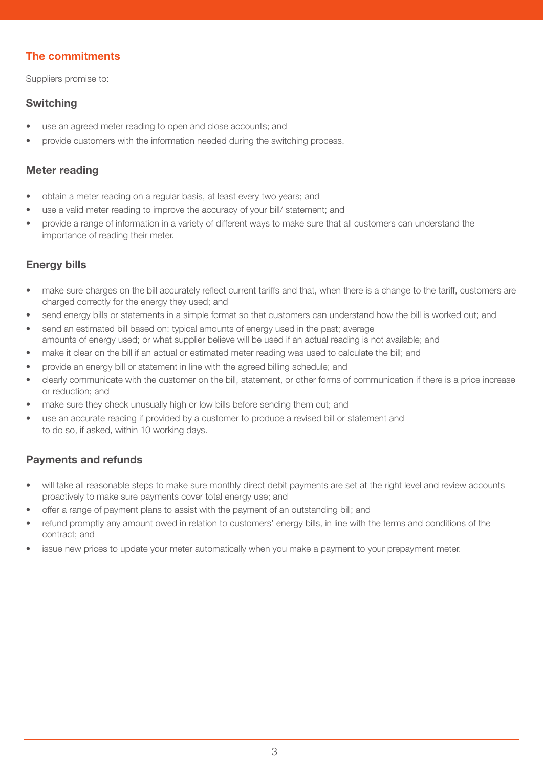## The commitments

Suppliers promise to:

### Switching

- use an agreed meter reading to open and close accounts; and
- provide customers with the information needed during the switching process.

### Meter reading

- obtain a meter reading on a regular basis, at least every two years; and
- use a valid meter reading to improve the accuracy of your bill/ statement; and
- provide a range of information in a variety of different ways to make sure that all customers can understand the importance of reading their meter.

### Energy bills

- make sure charges on the bill accurately reflect current tariffs and that, when there is a change to the tariff, customers are charged correctly for the energy they used; and
- send energy bills or statements in a simple format so that customers can understand how the bill is worked out; and
- send an estimated bill based on: typical amounts of energy used in the past; average amounts of energy used; or what supplier believe will be used if an actual reading is not available; and
- make it clear on the bill if an actual or estimated meter reading was used to calculate the bill; and
- provide an energy bill or statement in line with the agreed billing schedule; and
- clearly communicate with the customer on the bill, statement, or other forms of communication if there is a price increase or reduction; and
- make sure they check unusually high or low bills before sending them out; and
- use an accurate reading if provided by a customer to produce a revised bill or statement and to do so, if asked, within 10 working days.

### Payments and refunds

- will take all reasonable steps to make sure monthly direct debit payments are set at the right level and review accounts proactively to make sure payments cover total energy use; and
- offer a range of payment plans to assist with the payment of an outstanding bill; and
- refund promptly any amount owed in relation to customers' energy bills, in line with the terms and conditions of the contract; and
- issue new prices to update your meter automatically when you make a payment to your prepayment meter.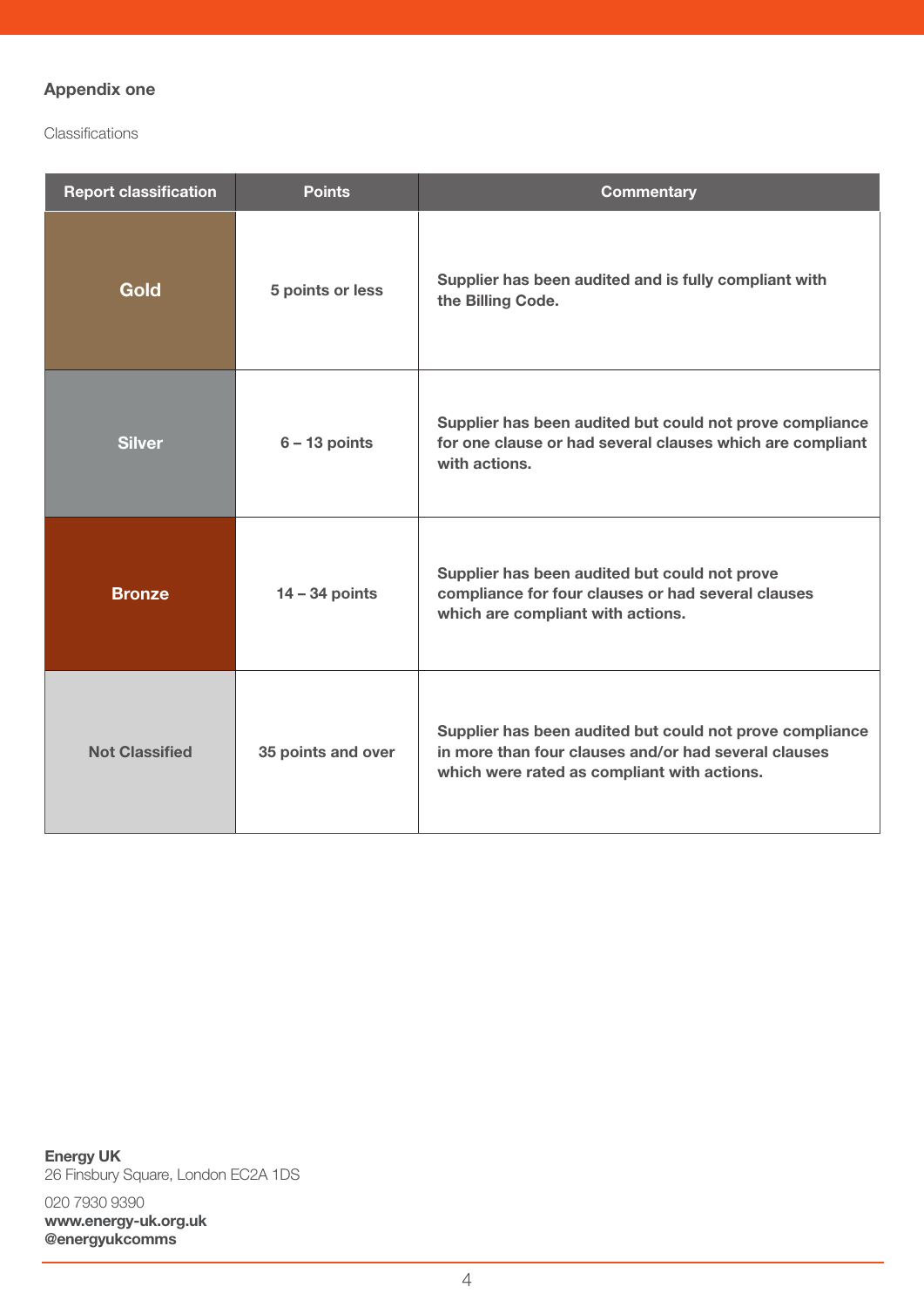## Appendix one

Classifications

| Report classification | Points | Commentary |
| --- | --- | --- |
| **Gold** | 5 points or less | Supplier has been audited and is fully compliant with the Billing Code. |
| **Silver** | 6 – 13 points | Supplier has been audited but could not prove compliance for one clause or had several clauses which are compliant with actions. |
| **Bronze** | 14 – 34 points | Supplier has been audited but could not prove compliance for four clauses or had several clauses which are compliant with actions. |
| **Not Classified** | 35 points and over | Supplier has been audited but could not prove compliance in more than four clauses and/or had several clauses which were rated as compliant with actions. |

**Energy UK**
26 Finsbury Square, London EC2A 1DS

020 7930 9390
**www.energy-uk.org.uk**
**@energyukcomms**